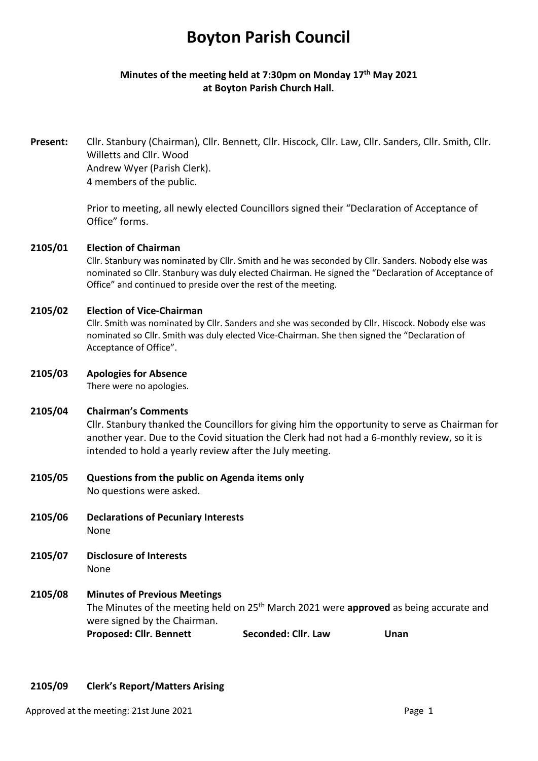# Boyton Parish Council

**Minutes of the meeting held at 7:30pm on Monday 17th May 2021 at Boyton Parish Church Hall.**

**Present:** Cllr. Stanbury (Chairman), Cllr. Bennett, Cllr. Hiscock, Cllr. Law, Cllr. Sanders, Cllr. Smith, Cllr. Willetts and Cllr. Wood
Andrew Wyer (Parish Clerk).
4 members of the public.

Prior to meeting, all newly elected Councillors signed their "Declaration of Acceptance of Office" forms.

**2105/01 Election of Chairman**

Cllr. Stanbury was nominated by Cllr. Smith and he was seconded by Cllr. Sanders. Nobody else was nominated so Cllr. Stanbury was duly elected Chairman. He signed the "Declaration of Acceptance of Office" and continued to preside over the rest of the meeting.

**2105/02 Election of Vice-Chairman**

Cllr. Smith was nominated by Cllr. Sanders and she was seconded by Cllr. Hiscock. Nobody else was nominated so Cllr. Smith was duly elected Vice-Chairman. She then signed the "Declaration of Acceptance of Office".

**2105/03 Apologies for Absence**

There were no apologies.

**2105/04 Chairman's Comments**

Cllr. Stanbury thanked the Councillors for giving him the opportunity to serve as Chairman for another year. Due to the Covid situation the Clerk had not had a 6-monthly review, so it is intended to hold a yearly review after the July meeting.

**2105/05 Questions from the public on Agenda items only**

No questions were asked.

**2105/06 Declarations of Pecuniary Interests**

None

**2105/07 Disclosure of Interests**

None

**2105/08 Minutes of Previous Meetings**

The Minutes of the meeting held on 25th March 2021 were **approved** as being accurate and were signed by the Chairman.

**Proposed: Cllr. Bennett** **Seconded: Cllr. Law** **Unan**

**2105/09 Clerk's Report/Matters Arising**

Approved at the meeting: 21st June 2021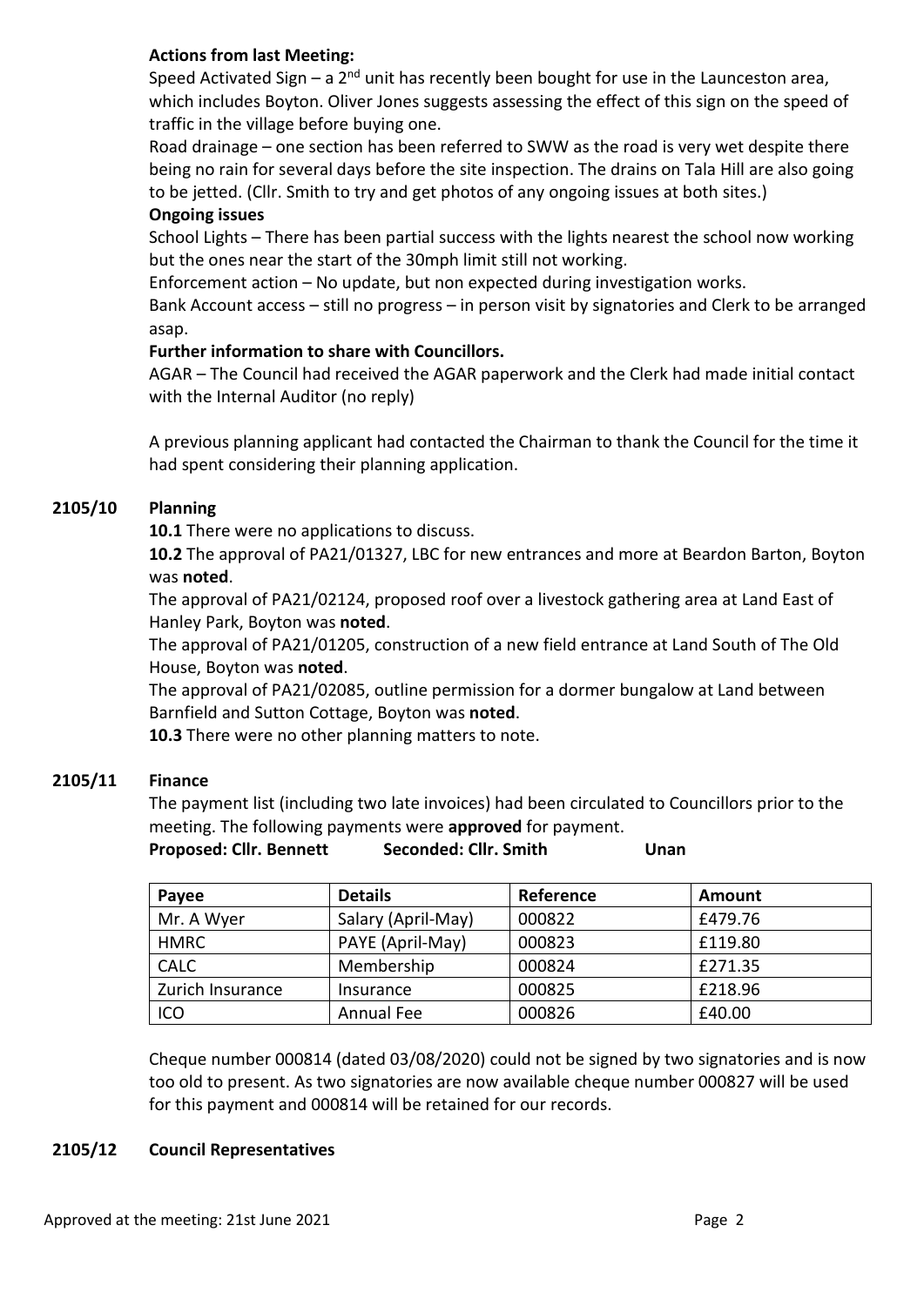**Actions from last Meeting:**

Speed Activated Sign – a 2nd unit has recently been bought for use in the Launceston area, which includes Boyton. Oliver Jones suggests assessing the effect of this sign on the speed of traffic in the village before buying one.

Road drainage – one section has been referred to SWW as the road is very wet despite there being no rain for several days before the site inspection. The drains on Tala Hill are also going to be jetted. (Cllr. Smith to try and get photos of any ongoing issues at both sites.)

**Ongoing issues**

School Lights – There has been partial success with the lights nearest the school now working but the ones near the start of the 30mph limit still not working.

Enforcement action – No update, but non expected during investigation works.

Bank Account access – still no progress – in person visit by signatories and Clerk to be arranged asap.

**Further information to share with Councillors.**

AGAR – The Council had received the AGAR paperwork and the Clerk had made initial contact with the Internal Auditor (no reply)

A previous planning applicant had contacted the Chairman to thank the Council for the time it had spent considering their planning application.

## 2105/10 Planning

**10.1** There were no applications to discuss.

**10.2** The approval of PA21/01327, LBC for new entrances and more at Beardon Barton, Boyton was **noted**.

The approval of PA21/02124, proposed roof over a livestock gathering area at Land East of Hanley Park, Boyton was **noted**.

The approval of PA21/01205, construction of a new field entrance at Land South of The Old House, Boyton was **noted**.

The approval of PA21/02085, outline permission for a dormer bungalow at Land between Barnfield and Sutton Cottage, Boyton was **noted**.

**10.3** There were no other planning matters to note.

## 2105/11 Finance

The payment list (including two late invoices) had been circulated to Councillors prior to the meeting. The following payments were **approved** for payment.

**Proposed: Cllr. Bennett Seconded: Cllr. Smith Unan**

| Payee | Details | Reference | Amount |
|---|---|---|---|
| Mr. A Wyer | Salary (April-May) | 000822 | £479.76 |
| HMRC | PAYE (April-May) | 000823 | £119.80 |
| CALC | Membership | 000824 | £271.35 |
| Zurich Insurance | Insurance | 000825 | £218.96 |
| ICO | Annual Fee | 000826 | £40.00 |

Cheque number 000814 (dated 03/08/2020) could not be signed by two signatories and is now too old to present. As two signatories are now available cheque number 000827 will be used for this payment and 000814 will be retained for our records.

## 2105/12 Council Representatives

Approved at the meeting: 21st June 2021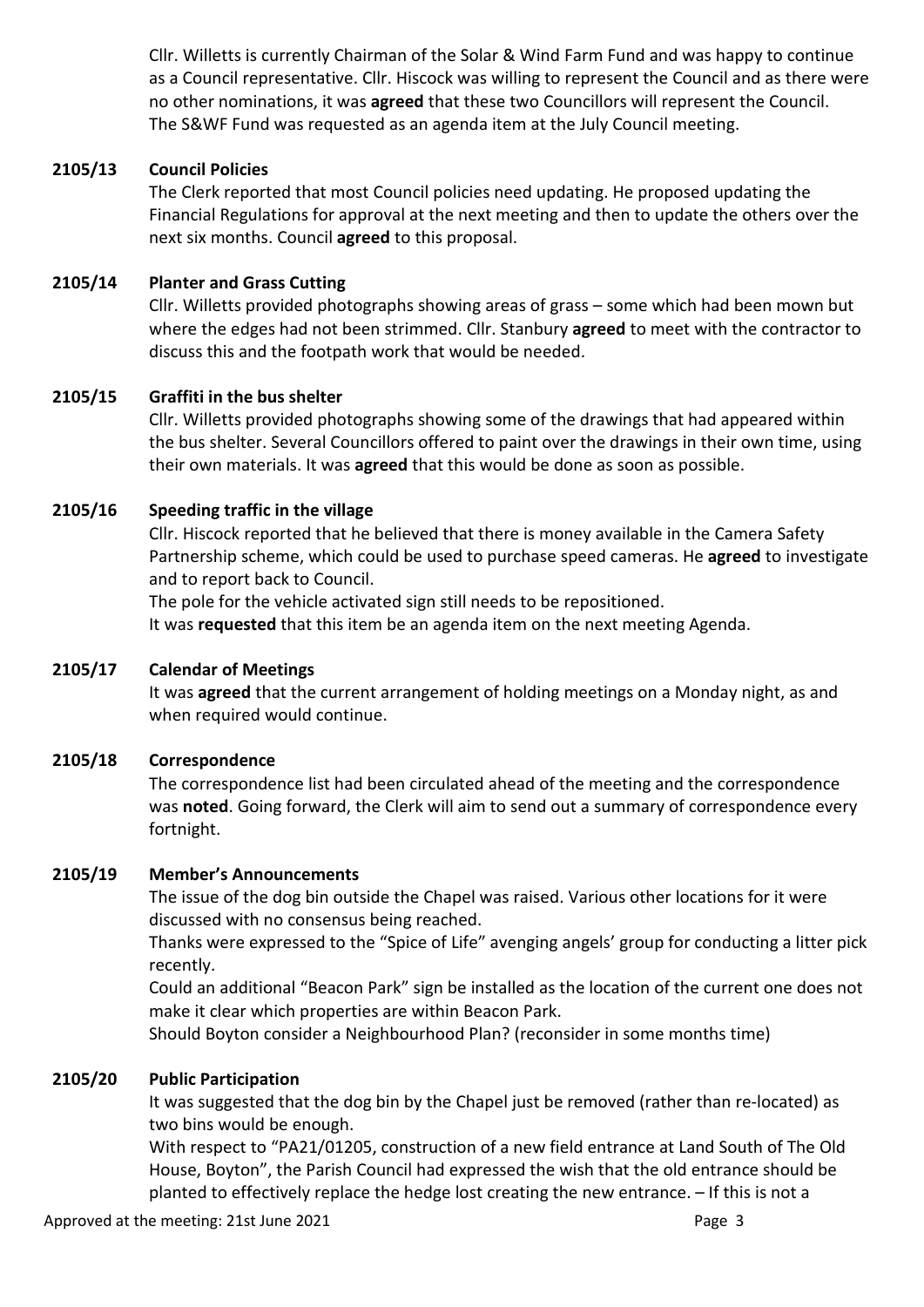Cllr. Willetts is currently Chairman of the Solar & Wind Farm Fund and was happy to continue as a Council representative. Cllr. Hiscock was willing to represent the Council and as there were no other nominations, it was **agreed** that these two Councillors will represent the Council. The S&WF Fund was requested as an agenda item at the July Council meeting.

### 2105/13 Council Policies

The Clerk reported that most Council policies need updating. He proposed updating the Financial Regulations for approval at the next meeting and then to update the others over the next six months. Council **agreed** to this proposal.

### 2105/14 Planter and Grass Cutting

Cllr. Willetts provided photographs showing areas of grass – some which had been mown but where the edges had not been strimmed. Cllr. Stanbury **agreed** to meet with the contractor to discuss this and the footpath work that would be needed.

### 2105/15 Graffiti in the bus shelter

Cllr. Willetts provided photographs showing some of the drawings that had appeared within the bus shelter. Several Councillors offered to paint over the drawings in their own time, using their own materials. It was **agreed** that this would be done as soon as possible.

### 2105/16 Speeding traffic in the village

Cllr. Hiscock reported that he believed that there is money available in the Camera Safety Partnership scheme, which could be used to purchase speed cameras. He **agreed** to investigate and to report back to Council.

The pole for the vehicle activated sign still needs to be repositioned.

It was **requested** that this item be an agenda item on the next meeting Agenda.

### 2105/17 Calendar of Meetings

It was **agreed** that the current arrangement of holding meetings on a Monday night, as and when required would continue.

### 2105/18 Correspondence

The correspondence list had been circulated ahead of the meeting and the correspondence was **noted**. Going forward, the Clerk will aim to send out a summary of correspondence every fortnight.

### 2105/19 Member's Announcements

The issue of the dog bin outside the Chapel was raised. Various other locations for it were discussed with no consensus being reached.

Thanks were expressed to the "Spice of Life" avenging angels' group for conducting a litter pick recently.

Could an additional "Beacon Park" sign be installed as the location of the current one does not make it clear which properties are within Beacon Park.

Should Boyton consider a Neighbourhood Plan? (reconsider in some months time)

### 2105/20 Public Participation

It was suggested that the dog bin by the Chapel just be removed (rather than re-located) as two bins would be enough.

With respect to "PA21/01205, construction of a new field entrance at Land South of The Old House, Boyton", the Parish Council had expressed the wish that the old entrance should be planted to effectively replace the hedge lost creating the new entrance. – If this is not a

Approved at the meeting: 21st June 2021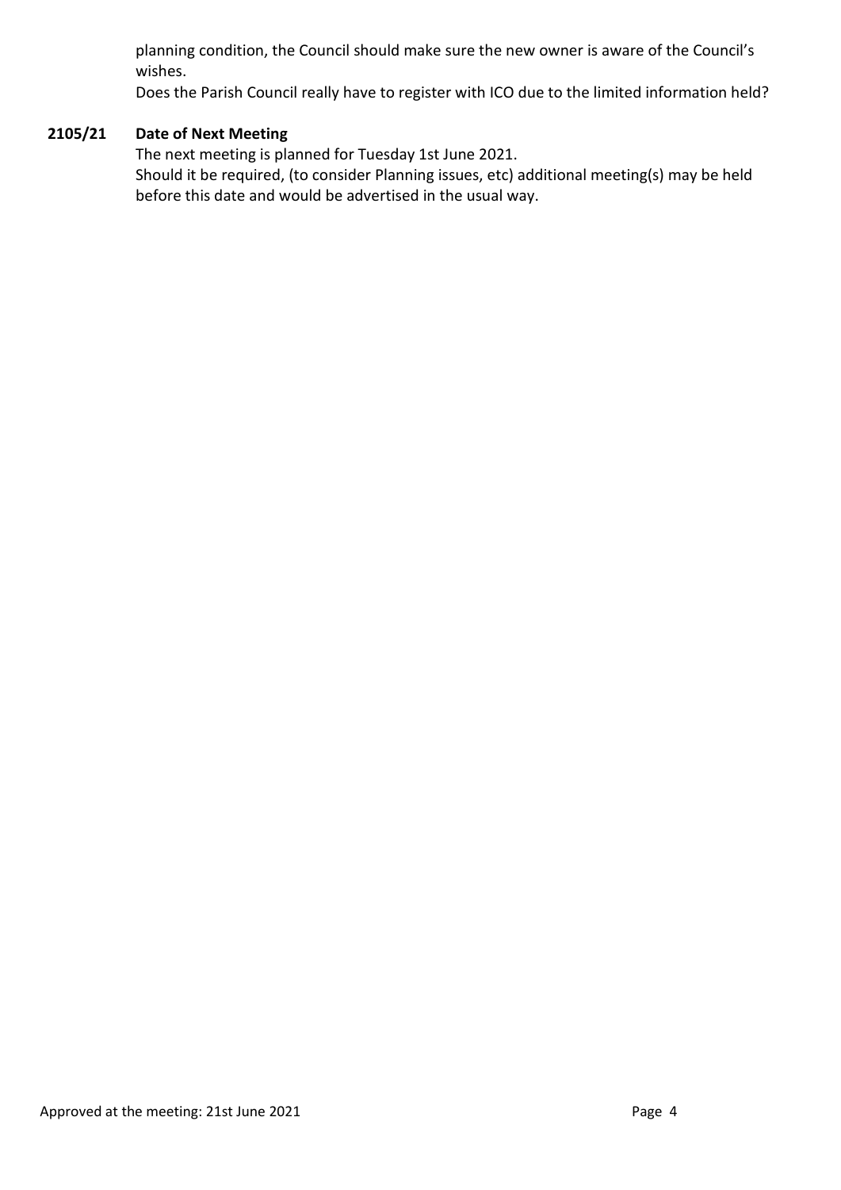planning condition, the Council should make sure the new owner is aware of the Council's wishes.

Does the Parish Council really have to register with ICO due to the limited information held?

**2105/21 Date of Next Meeting**

The next meeting is planned for Tuesday 1st June 2021.

Should it be required, (to consider Planning issues, etc) additional meeting(s) may be held before this date and would be advertised in the usual way.

Approved at the meeting: 21st June 2021